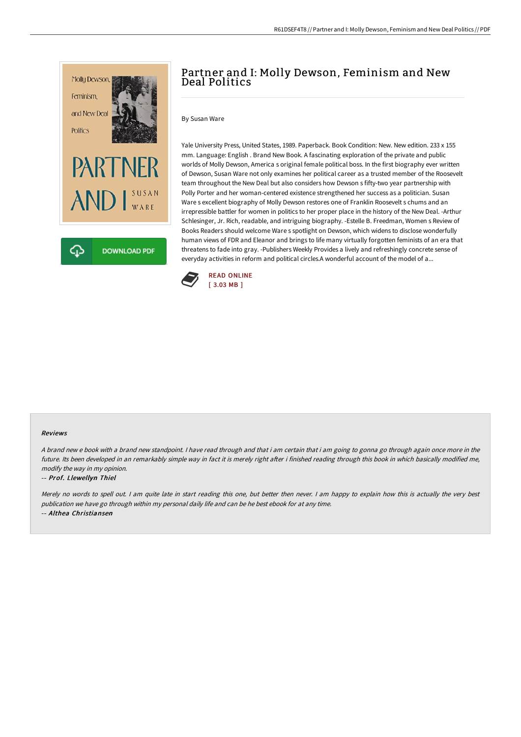# Partner and I: Molly Dewson, Feminism and New Deal Politics

By Susan Ware

Yale University Press, United States, 1989. Paperback. Book Condition: New. New edition. 233 x 155 mm. Language: English . Brand New Book. A fascinating exploration of the private and public worlds of Molly Dewson, America s original female political boss. In the first biography ever written of Dewson, Susan Ware not only examines her political career as a trusted member of the Roosevelt team throughout the New Deal but also considers how Dewson s fifty-two year partnership with Polly Porter and her woman-centered existence strengthened her success as a politician. Susan Ware s excellent biography of Molly Dewson restores one of Franklin Roosevelt s chums and an irrepressible battler for women in politics to her proper place in the history of the New Deal. -Arthur Schlesinger, Jr. Rich, readable, and intriguing biography. -Estelle B. Freedman, Women s Review of Books Readers should welcome Ware s spotlight on Dewson, which widens to disclose wonderfully human views of FDR and Eleanor and brings to life many virtually forgotten feminists of an era that threatens to fade into gray. -Publishers Weekly Provides a lively and refreshingly concrete sense of everyday activities in reform and political circles.A wonderful account of the model of a...

READ ONLINE
[ 3.03 MB ]

### Reviews

*A brand new e book with a brand new standpoint. I have read through and that i am certain that i am going to gonna go through again once more in the future. Its been developed in an remarkably simple way in fact it is merely right after i finished reading through this book in which basically modified me, modify the way in my opinion.*

-- ***Prof. Llewellyn Thiel***

*Merely no words to spell out. I am quite late in start reading this one, but better then never. I am happy to explain how this is actually the very best publication we have go through within my personal daily life and can be he best ebook for at any time.*

-- ***Althea Christiansen***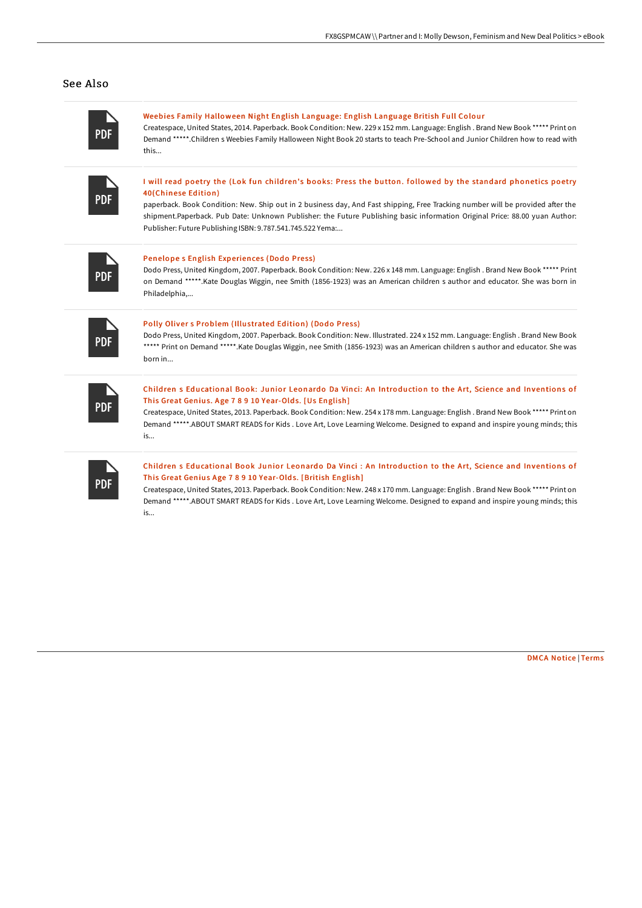## See Also

PDF

**Weebies Family Halloween Night English Language: English Language British Full Colour**

Createspace, United States, 2014. Paperback. Book Condition: New. 229 x 152 mm. Language: English . Brand New Book ***** Print on Demand *****.Children s Weebies Family Halloween Night Book 20 starts to teach Pre-School and Junior Children how to read with this...

PDF

**I will read poetry the (Lok fun children's books: Press the button. followed by the standard phonetics poetry 40(Chinese Edition)**

paperback. Book Condition: New. Ship out in 2 business day, And Fast shipping, Free Tracking number will be provided after the shipment.Paperback. Pub Date: Unknown Publisher: the Future Publishing basic information Original Price: 88.00 yuan Author: Publisher: Future Publishing ISBN: 9.787.541.745.522 Yema:...

PDF

**Penelope s English Experiences (Dodo Press)**

Dodo Press, United Kingdom, 2007. Paperback. Book Condition: New. 226 x 148 mm. Language: English . Brand New Book ***** Print on Demand *****.Kate Douglas Wiggin, nee Smith (1856-1923) was an American children s author and educator. She was born in Philadelphia,...

PDF

**Polly Oliver s Problem (Illustrated Edition) (Dodo Press)**

Dodo Press, United Kingdom, 2007. Paperback. Book Condition: New. Illustrated. 224 x 152 mm. Language: English . Brand New Book ***** Print on Demand *****.Kate Douglas Wiggin, nee Smith (1856-1923) was an American children s author and educator. She was born in...

PDF

**Children s Educational Book: Junior Leonardo Da Vinci: An Introduction to the Art, Science and Inventions of This Great Genius. Age 7 8 9 10 Year-Olds. [Us English]**

Createspace, United States, 2013. Paperback. Book Condition: New. 254 x 178 mm. Language: English . Brand New Book ***** Print on Demand *****.ABOUT SMART READS for Kids . Love Art, Love Learning Welcome. Designed to expand and inspire young minds; this is...

PDF

**Children s Educational Book Junior Leonardo Da Vinci : An Introduction to the Art, Science and Inventions of This Great Genius Age 7 8 9 10 Year-Olds. [British English]**

Createspace, United States, 2013. Paperback. Book Condition: New. 248 x 170 mm. Language: English . Brand New Book ***** Print on Demand *****.ABOUT SMART READS for Kids . Love Art, Love Learning Welcome. Designed to expand and inspire young minds; this is...

DMCA Notice | Terms